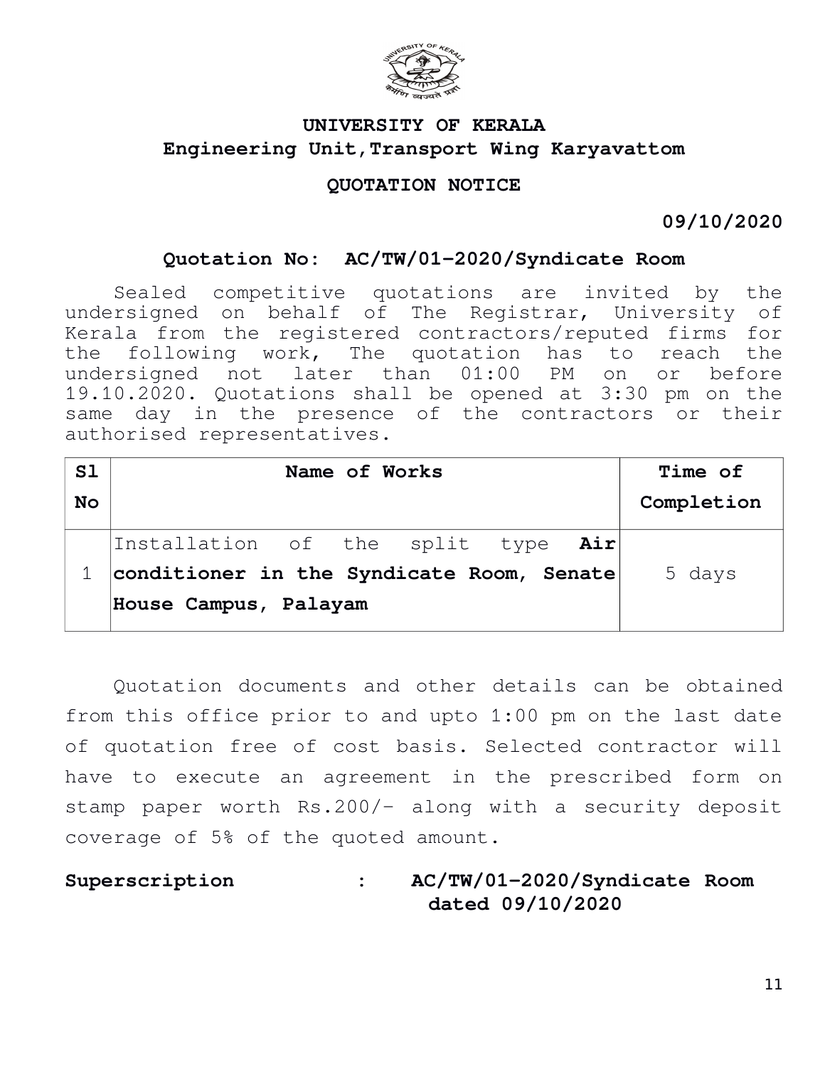# UNIVERSITY OF KERALA

## Engineering Unit,Transport Wing Karyavattom

### QUOTATION NOTICE

**09/10/2020**

**Quotation No: AC/TW/01-2020/Syndicate Room**

Sealed competitive quotations are invited by the undersigned on behalf of The Registrar, University of Kerala from the registered contractors/reputed firms for the following work, The quotation has to reach the undersigned not later than 01:00 PM on or before 19.10.2020. Quotations shall be opened at 3:30 pm on the same day in the presence of the contractors or their authorised representatives.

| Sl No | Name of Works | Time of Completion |
|---|---|---|
| 1 | Installation of the split type **Air conditioner in the Syndicate Room, Senate House Campus, Palayam** | 5 days |

Quotation documents and other details can be obtained from this office prior to and upto 1:00 pm on the last date of quotation free of cost basis. Selected contractor will have to execute an agreement in the prescribed form on stamp paper worth Rs.200/- along with a security deposit coverage of 5% of the quoted amount.

**Superscription : AC/TW/01-2020/Syndicate Room dated 09/10/2020**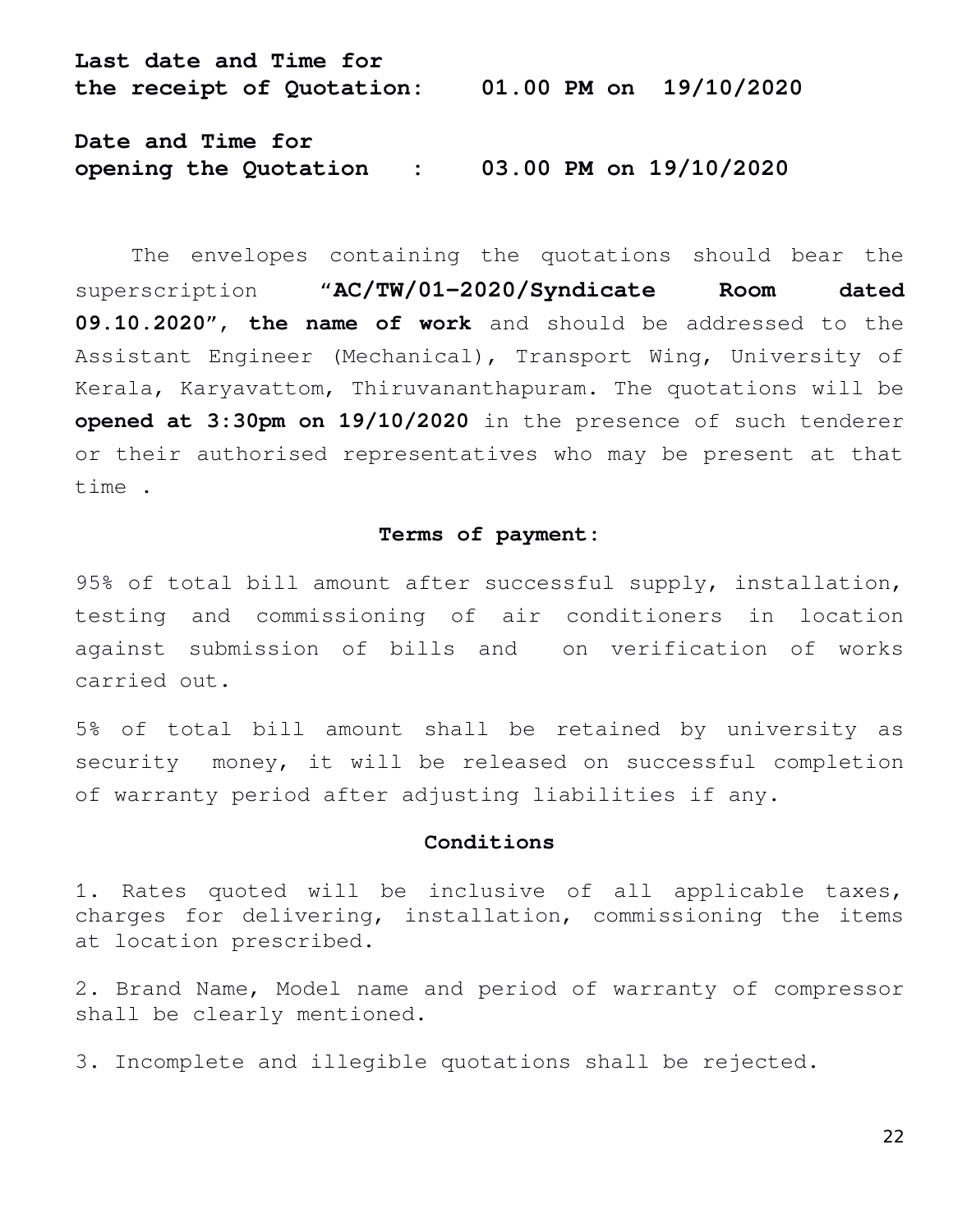**Last date and Time for the receipt of Quotation: 01.00 PM on 19/10/2020**

**Date and Time for opening the Quotation : 03.00 PM on 19/10/2020**

The envelopes containing the quotations should bear the superscription "**AC/TW/01–2020/Syndicate Room dated 09.10.2020", the name of work** and should be addressed to the Assistant Engineer (Mechanical), Transport Wing, University of Kerala, Karyavattom, Thiruvananthapuram. The quotations will be **opened at 3:30pm on 19/10/2020** in the presence of such tenderer or their authorised representatives who may be present at that time .

**Terms of payment:**

95% of total bill amount after successful supply, installation, testing and commissioning of air conditioners in location against submission of bills and on verification of works carried out.

5% of total bill amount shall be retained by university as security money, it will be released on successful completion of warranty period after adjusting liabilities if any.

**Conditions**

1. Rates quoted will be inclusive of all applicable taxes, charges for delivering, installation, commissioning the items at location prescribed.

2. Brand Name, Model name and period of warranty of compressor shall be clearly mentioned.

3. Incomplete and illegible quotations shall be rejected.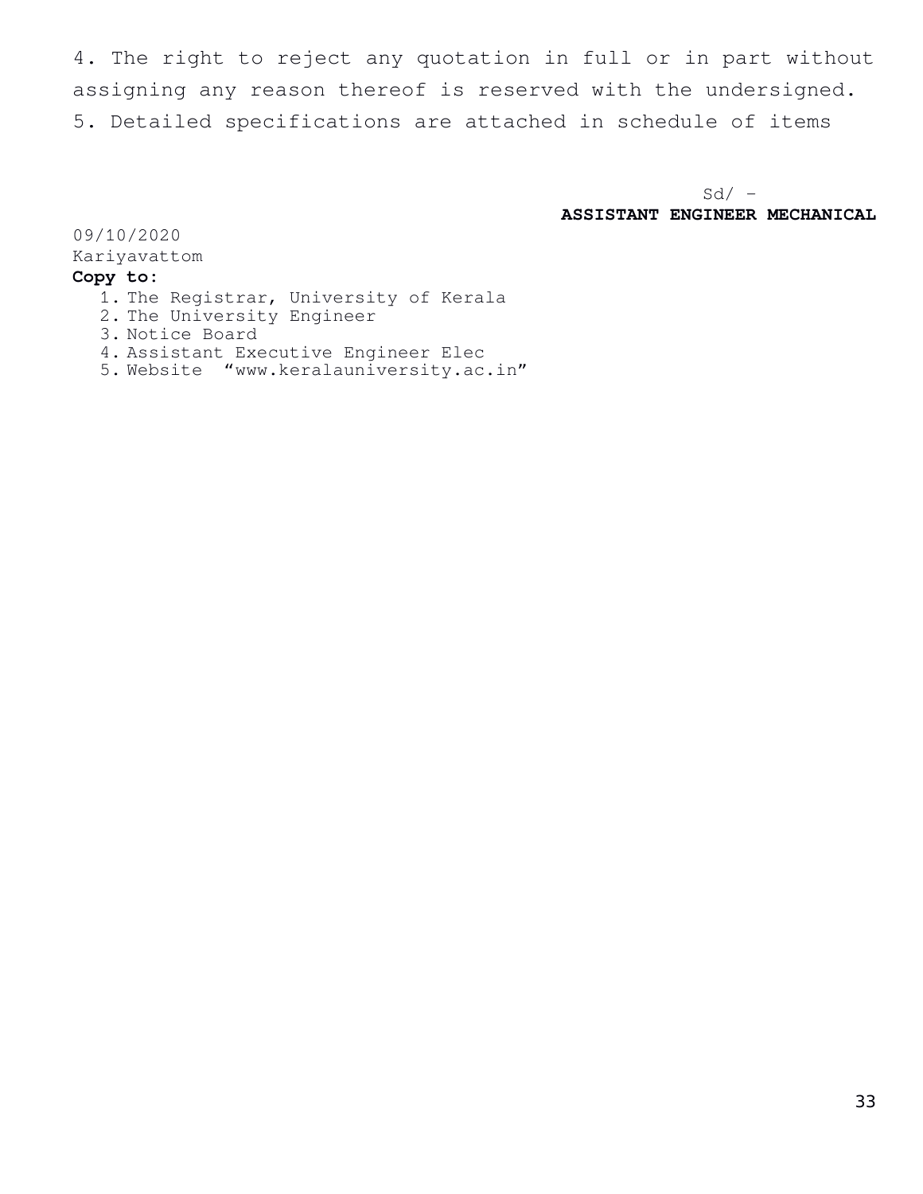4. The right to reject any quotation in full or in part without assigning any reason thereof is reserved with the undersigned.

5. Detailed specifications are attached in schedule of items

Sd/ -

**ASSISTANT ENGINEER MECHANICAL**

09/10/2020

Kariyavattom

**Copy to:**

1. The Registrar, University of Kerala
2. The University Engineer
3. Notice Board
4. Assistant Executive Engineer Elec
5. Website "www.keralauniversity.ac.in"